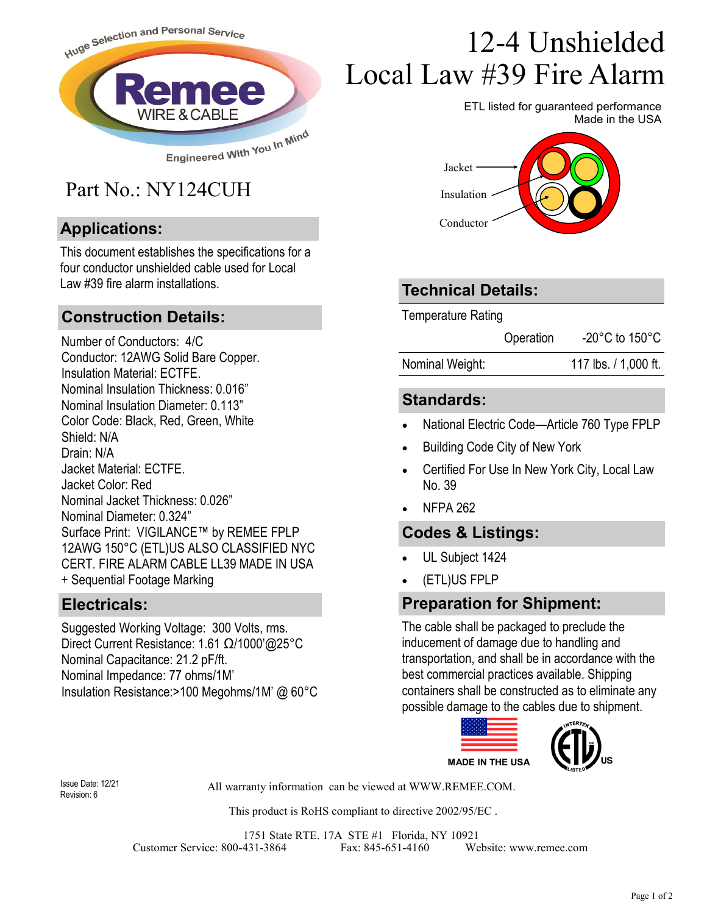Huge Selection and Personal Service

Remee WIRE & CABLE

Engineered With You In Mind

# 12-4 Unshielded Local Law #39 Fire Alarm

ETL listed for guaranteed performance
Made in the USA

Jacket
Insulation
Conductor

## Part No.: NY124CUH

## Applications:

This document establishes the specifications for a four conductor unshielded cable used for Local Law #39 fire alarm installations.

## Construction Details:

Number of Conductors: 4/C
Conductor: 12AWG Solid Bare Copper.
Insulation Material: ECTFE.
Nominal Insulation Thickness: 0.016"
Nominal Insulation Diameter: 0.113"
Color Code: Black, Red, Green, White
Shield: N/A
Drain: N/A
Jacket Material: ECTFE.
Jacket Color: Red
Nominal Jacket Thickness: 0.026"
Nominal Diameter: 0.324"
Surface Print: VIGILANCE™ by REMEE FPLP 12AWG 150°C (ETL)US ALSO CLASSIFIED NYC CERT. FIRE ALARM CABLE LL39 MADE IN USA + Sequential Footage Marking

## Electricals:

Suggested Working Voltage: 300 Volts, rms.
Direct Current Resistance: 1.61 Ω/1000'@25°C
Nominal Capacitance: 21.2 pF/ft.
Nominal Impedance: 77 ohms/1M'
Insulation Resistance:>100 Megohms/1M' @ 60°C

## Technical Details:

| Temperature Rating | | |
|---|---|---|
| | Operation | -20°C to 150°C |
| Nominal Weight: | | 117 lbs. / 1,000 ft. |

## Standards:

- National Electric Code—Article 760 Type FPLP
- Building Code City of New York
- Certified For Use In New York City, Local Law No. 39
- NFPA 262

## Codes & Listings:

- UL Subject 1424
- (ETL)US FPLP

## Preparation for Shipment:

The cable shall be packaged to preclude the inducement of damage due to handling and transportation, and shall be in accordance with the best commercial practices available. Shipping containers shall be constructed as to eliminate any possible damage to the cables due to shipment.

MADE IN THE USA

Intertek ETL Listed US

Issue Date: 12/21
Revision: 6

All warranty information can be viewed at WWW.REMEE.COM.

This product is RoHS compliant to directive 2002/95/EC .

1751 State RTE. 17A STE #1 Florida, NY 10921
Customer Service: 800-431-3864 Fax: 845-651-4160 Website: www.remee.com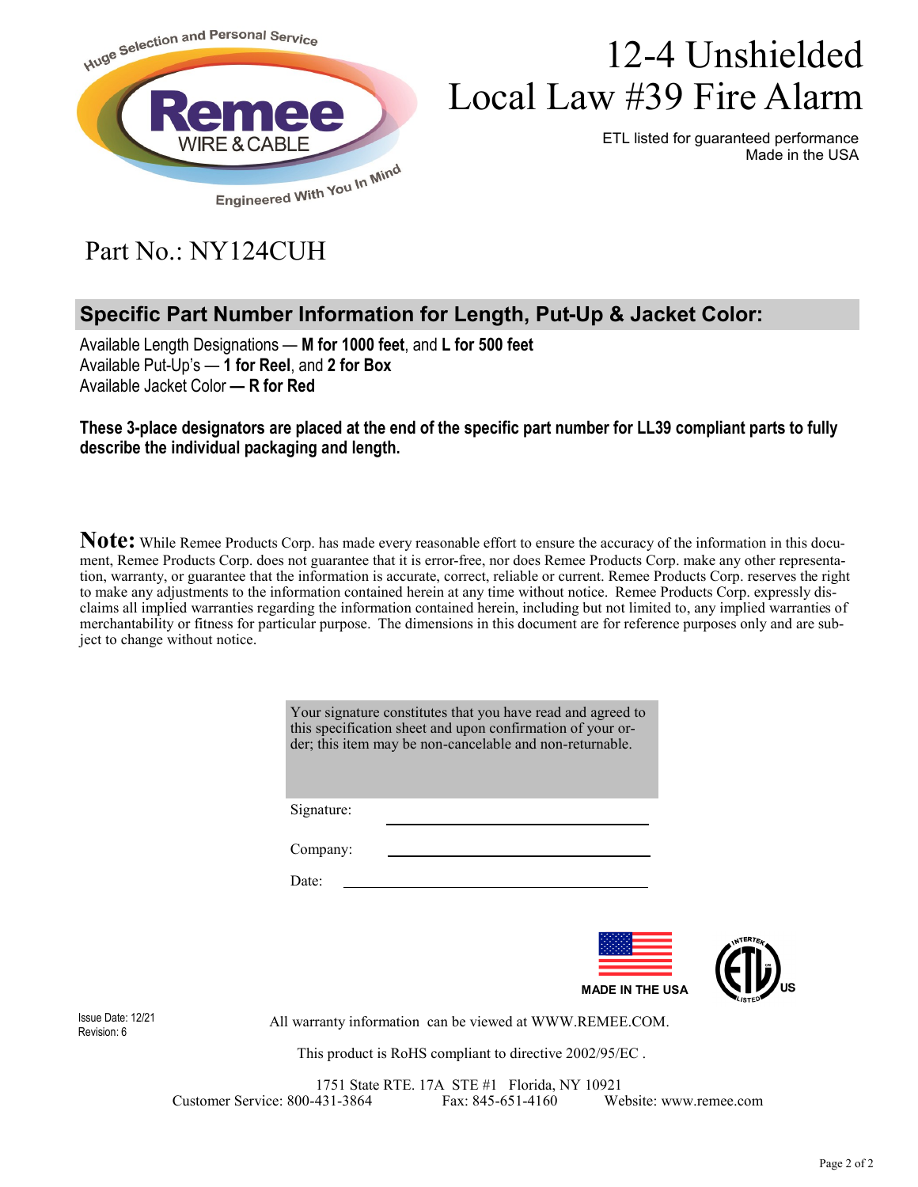Huge Selection and Personal Service

Remee WIRE & CABLE

Engineered With You In Mind

# 12-4 Unshielded Local Law #39 Fire Alarm

ETL listed for guaranteed performance
Made in the USA

## Part No.: NY124CUH

## Specific Part Number Information for Length, Put-Up & Jacket Color:

Available Length Designations — **M for 1000 feet**, and **L for 500 feet**
Available Put-Up's — **1 for Reel**, and **2 for Box**
Available Jacket Color **— R for Red**

**These 3-place designators are placed at the end of the specific part number for LL39 compliant parts to fully describe the individual packaging and length.**

**Note:** While Remee Products Corp. has made every reasonable effort to ensure the accuracy of the information in this document, Remee Products Corp. does not guarantee that it is error-free, nor does Remee Products Corp. make any other representation, warranty, or guarantee that the information is accurate, correct, reliable or current. Remee Products Corp. reserves the right to make any adjustments to the information contained herein at any time without notice. Remee Products Corp. expressly disclaims all implied warranties regarding the information contained herein, including but not limited to, any implied warranties of merchantability or fitness for particular purpose. The dimensions in this document are for reference purposes only and are subject to change without notice.

Your signature constitutes that you have read and agreed to this specification sheet and upon confirmation of your order; this item may be non-cancelable and non-returnable.

Signature: ______________________

Company: ______________________

Date: ______________________

MADE IN THE USA

Intertek ETL Listed C US

Issue Date: 12/21
Revision: 6

All warranty information can be viewed at WWW.REMEE.COM.

This product is RoHS compliant to directive 2002/95/EC .

1751 State RTE. 17A STE #1 Florida, NY 10921
Customer Service: 800-431-3864 Fax: 845-651-4160 Website: www.remee.com